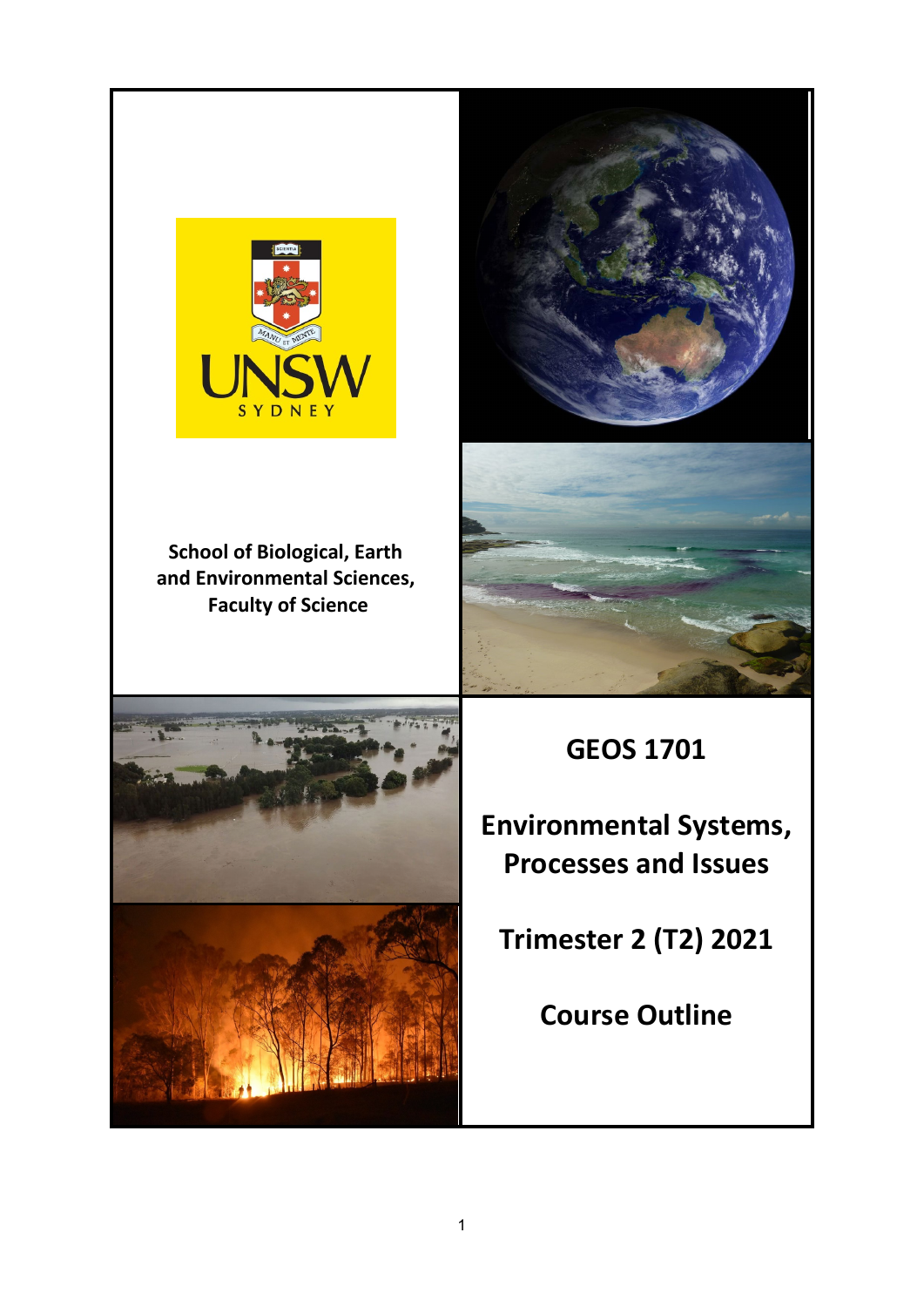School of Biological, Earth and Environmental Sciences, Faculty of Science

# GEOS 1701

# Environmental Systems, Processes and Issues

## Trimester 2 (T2) 2021

## Course Outline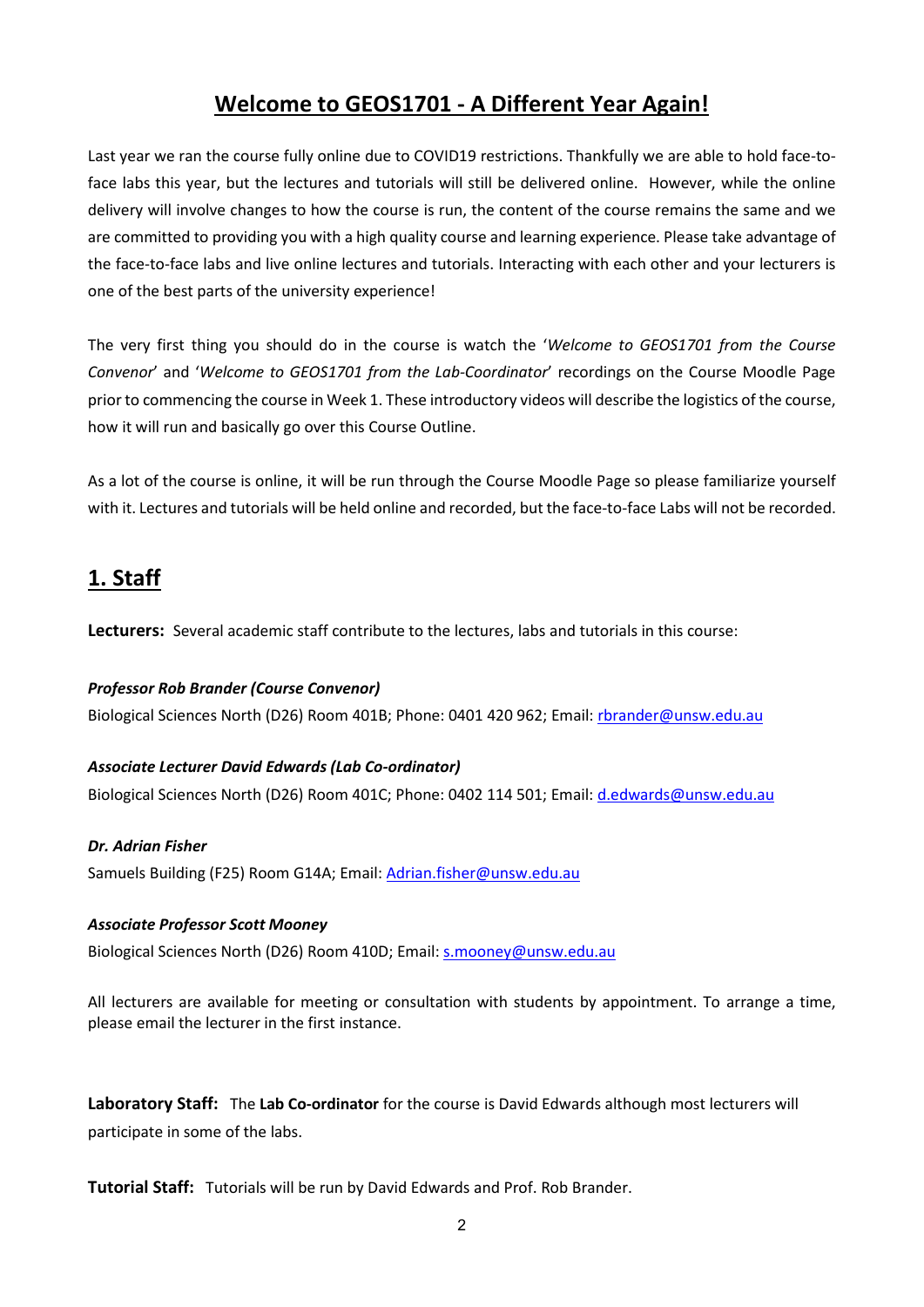# Welcome to GEOS1701 - A Different Year Again!

Last year we ran the course fully online due to COVID19 restrictions. Thankfully we are able to hold face-to-face labs this year, but the lectures and tutorials will still be delivered online. However, while the online delivery will involve changes to how the course is run, the content of the course remains the same and we are committed to providing you with a high quality course and learning experience. Please take advantage of the face-to-face labs and live online lectures and tutorials. Interacting with each other and your lecturers is one of the best parts of the university experience!

The very first thing you should do in the course is watch the '*Welcome to GEOS1701 from the Course Convenor*' and '*Welcome to GEOS1701 from the Lab-Coordinator*' recordings on the Course Moodle Page prior to commencing the course in Week 1. These introductory videos will describe the logistics of the course, how it will run and basically go over this Course Outline.

As a lot of the course is online, it will be run through the Course Moodle Page so please familiarize yourself with it. Lectures and tutorials will be held online and recorded, but the face-to-face Labs will not be recorded.

## 1. Staff

**Lecturers:** Several academic staff contribute to the lectures, labs and tutorials in this course:

***Professor Rob Brander (Course Convenor)***
Biological Sciences North (D26) Room 401B; Phone: 0401 420 962; Email: rbrander@unsw.edu.au

***Associate Lecturer David Edwards (Lab Co-ordinator)***
Biological Sciences North (D26) Room 401C; Phone: 0402 114 501; Email: d.edwards@unsw.edu.au

***Dr. Adrian Fisher***
Samuels Building (F25) Room G14A; Email: Adrian.fisher@unsw.edu.au

***Associate Professor Scott Mooney***
Biological Sciences North (D26) Room 410D; Email: s.mooney@unsw.edu.au

All lecturers are available for meeting or consultation with students by appointment. To arrange a time, please email the lecturer in the first instance.

**Laboratory Staff:** The **Lab Co-ordinator** for the course is David Edwards although most lecturers will participate in some of the labs.

**Tutorial Staff:** Tutorials will be run by David Edwards and Prof. Rob Brander.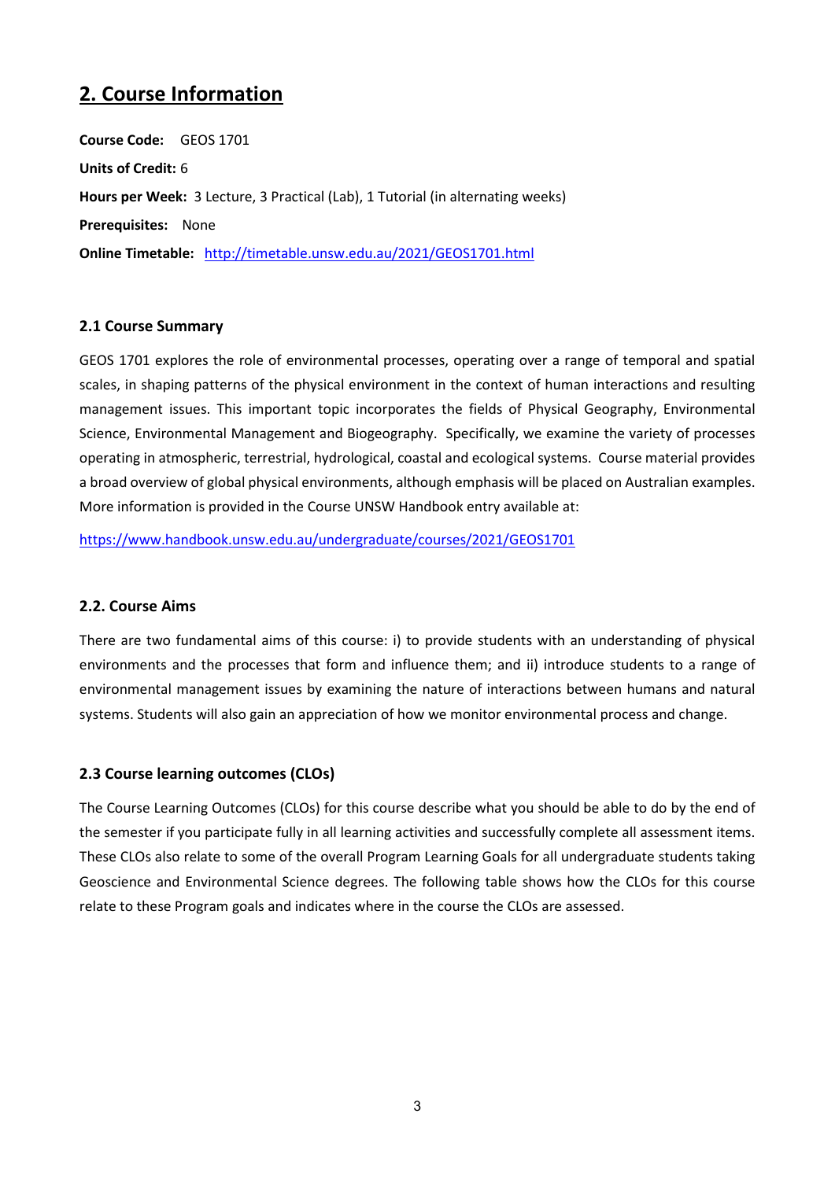## 2. Course Information

**Course Code:** GEOS 1701

**Units of Credit:** 6

**Hours per Week:** 3 Lecture, 3 Practical (Lab), 1 Tutorial (in alternating weeks)

**Prerequisites:** None

**Online Timetable:** http://timetable.unsw.edu.au/2021/GEOS1701.html

### 2.1 Course Summary

GEOS 1701 explores the role of environmental processes, operating over a range of temporal and spatial scales, in shaping patterns of the physical environment in the context of human interactions and resulting management issues. This important topic incorporates the fields of Physical Geography, Environmental Science, Environmental Management and Biogeography. Specifically, we examine the variety of processes operating in atmospheric, terrestrial, hydrological, coastal and ecological systems. Course material provides a broad overview of global physical environments, although emphasis will be placed on Australian examples. More information is provided in the Course UNSW Handbook entry available at:

https://www.handbook.unsw.edu.au/undergraduate/courses/2021/GEOS1701

### 2.2. Course Aims

There are two fundamental aims of this course: i) to provide students with an understanding of physical environments and the processes that form and influence them; and ii) introduce students to a range of environmental management issues by examining the nature of interactions between humans and natural systems. Students will also gain an appreciation of how we monitor environmental process and change.

### 2.3 Course learning outcomes (CLOs)

The Course Learning Outcomes (CLOs) for this course describe what you should be able to do by the end of the semester if you participate fully in all learning activities and successfully complete all assessment items. These CLOs also relate to some of the overall Program Learning Goals for all undergraduate students taking Geoscience and Environmental Science degrees. The following table shows how the CLOs for this course relate to these Program goals and indicates where in the course the CLOs are assessed.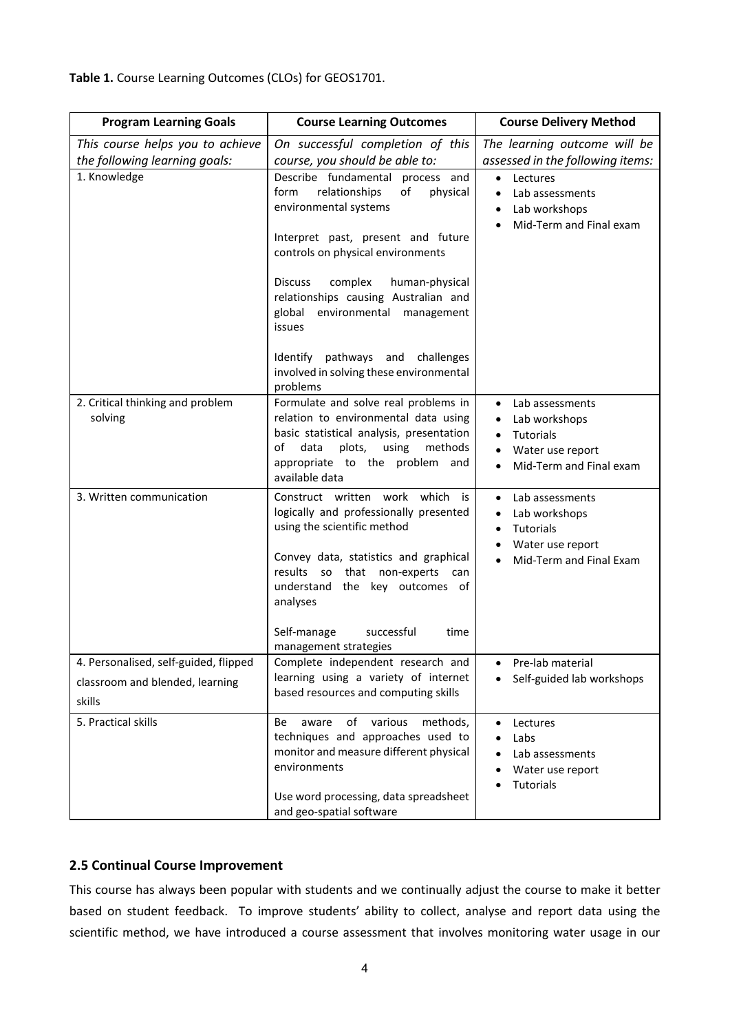**Table 1.** Course Learning Outcomes (CLOs) for GEOS1701.

| Program Learning Goals | Course Learning Outcomes | Course Delivery Method |
| --- | --- | --- |
| *This course helps you to achieve the following learning goals:* | *On successful completion of this course, you should be able to:* | *The learning outcome will be assessed in the following items:* |
| 1. Knowledge | Describe fundamental process and form relationships of physical environmental systems<br><br>Interpret past, present and future controls on physical environments<br><br>Discuss complex human-physical relationships causing Australian and global environmental management issues<br><br>Identify pathways and challenges involved in solving these environmental problems | • Lectures<br>• Lab assessments<br>• Lab workshops<br>• Mid-Term and Final exam |
| 2. Critical thinking and problem solving | Formulate and solve real problems in relation to environmental data using basic statistical analysis, presentation of data plots, using methods appropriate to the problem and available data | • Lab assessments<br>• Lab workshops<br>• Tutorials<br>• Water use report<br>• Mid-Term and Final exam |
| 3. Written communication | Construct written work which is logically and professionally presented using the scientific method<br><br>Convey data, statistics and graphical results so that non-experts can understand the key outcomes of analyses<br><br>Self-manage successful time management strategies | • Lab assessments<br>• Lab workshops<br>• Tutorials<br>• Water use report<br>• Mid-Term and Final Exam |
| 4. Personalised, self-guided, flipped classroom and blended, learning skills | Complete independent research and learning using a variety of internet based resources and computing skills | • Pre-lab material<br>• Self-guided lab workshops |
| 5. Practical skills | Be aware of various methods, techniques and approaches used to monitor and measure different physical environments<br><br>Use word processing, data spreadsheet and geo-spatial software | • Lectures<br>• Labs<br>• Lab assessments<br>• Water use report<br>• Tutorials |

### 2.5 Continual Course Improvement

This course has always been popular with students and we continually adjust the course to make it better based on student feedback. To improve students' ability to collect, analyse and report data using the scientific method, we have introduced a course assessment that involves monitoring water usage in our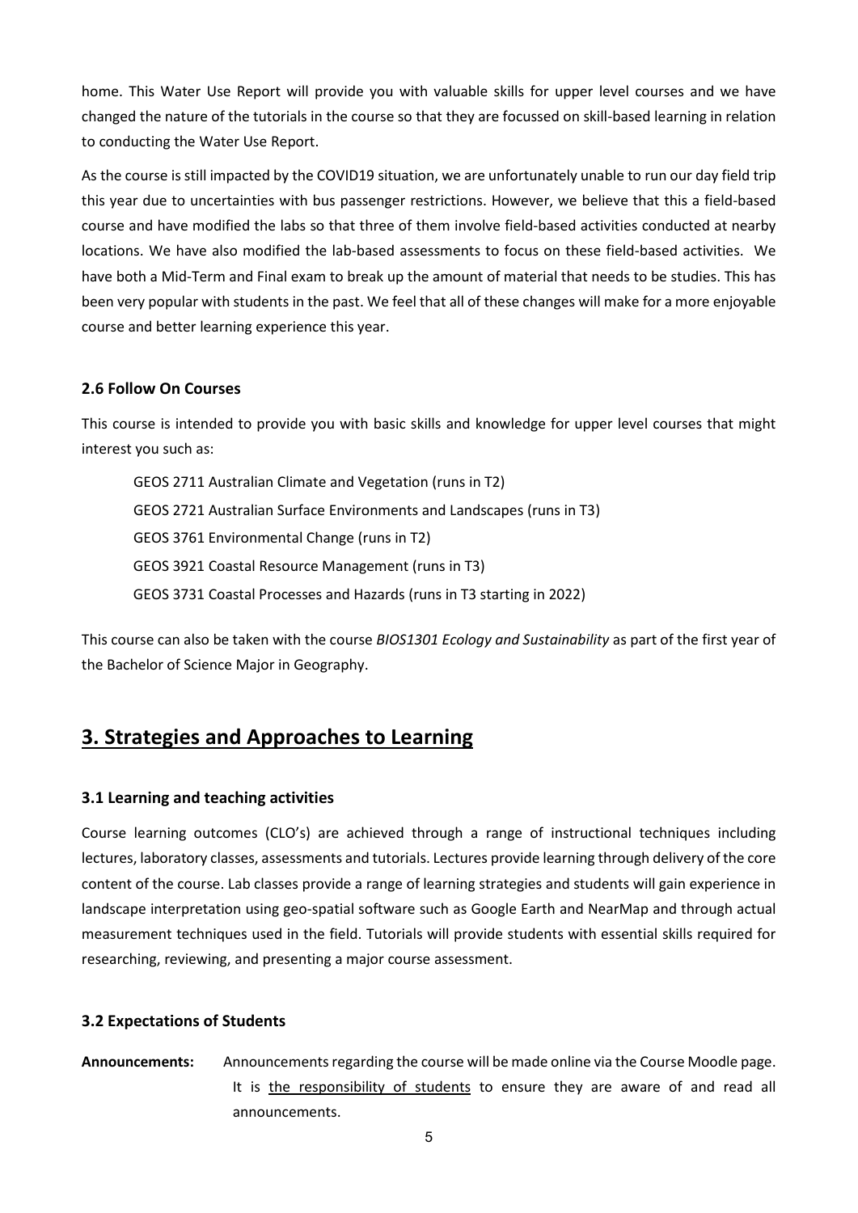home. This Water Use Report will provide you with valuable skills for upper level courses and we have changed the nature of the tutorials in the course so that they are focussed on skill-based learning in relation to conducting the Water Use Report.

As the course is still impacted by the COVID19 situation, we are unfortunately unable to run our day field trip this year due to uncertainties with bus passenger restrictions. However, we believe that this a field-based course and have modified the labs so that three of them involve field-based activities conducted at nearby locations. We have also modified the lab-based assessments to focus on these field-based activities. We have both a Mid-Term and Final exam to break up the amount of material that needs to be studies. This has been very popular with students in the past. We feel that all of these changes will make for a more enjoyable course and better learning experience this year.

### 2.6 Follow On Courses

This course is intended to provide you with basic skills and knowledge for upper level courses that might interest you such as:

GEOS 2711 Australian Climate and Vegetation (runs in T2)
GEOS 2721 Australian Surface Environments and Landscapes (runs in T3)
GEOS 3761 Environmental Change (runs in T2)
GEOS 3921 Coastal Resource Management (runs in T3)
GEOS 3731 Coastal Processes and Hazards (runs in T3 starting in 2022)

This course can also be taken with the course *BIOS1301 Ecology and Sustainability* as part of the first year of the Bachelor of Science Major in Geography.

## 3. Strategies and Approaches to Learning

### 3.1 Learning and teaching activities

Course learning outcomes (CLO's) are achieved through a range of instructional techniques including lectures, laboratory classes, assessments and tutorials. Lectures provide learning through delivery of the core content of the course. Lab classes provide a range of learning strategies and students will gain experience in landscape interpretation using geo-spatial software such as Google Earth and NearMap and through actual measurement techniques used in the field. Tutorials will provide students with essential skills required for researching, reviewing, and presenting a major course assessment.

### 3.2 Expectations of Students

**Announcements:** Announcements regarding the course will be made online via the Course Moodle page. It is the responsibility of students to ensure they are aware of and read all announcements.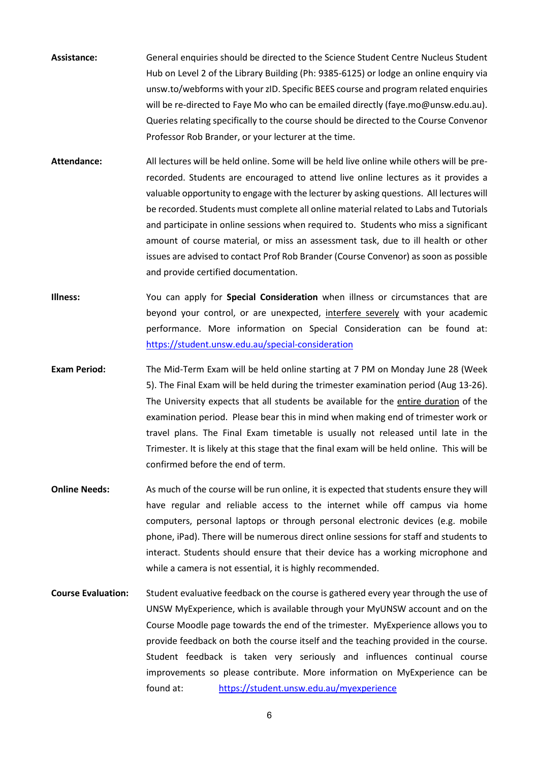**Assistance:** General enquiries should be directed to the Science Student Centre Nucleus Student Hub on Level 2 of the Library Building (Ph: 9385-6125) or lodge an online enquiry via unsw.to/webforms with your zID. Specific BEES course and program related enquiries will be re-directed to Faye Mo who can be emailed directly (faye.mo@unsw.edu.au). Queries relating specifically to the course should be directed to the Course Convenor Professor Rob Brander, or your lecturer at the time.

**Attendance:** All lectures will be held online. Some will be held live online while others will be pre-recorded. Students are encouraged to attend live online lectures as it provides a valuable opportunity to engage with the lecturer by asking questions. All lectures will be recorded. Students must complete all online material related to Labs and Tutorials and participate in online sessions when required to. Students who miss a significant amount of course material, or miss an assessment task, due to ill health or other issues are advised to contact Prof Rob Brander (Course Convenor) as soon as possible and provide certified documentation.

**Illness:** You can apply for **Special Consideration** when illness or circumstances that are beyond your control, or are unexpected, interfere severely with your academic performance. More information on Special Consideration can be found at: https://student.unsw.edu.au/special-consideration

**Exam Period:** The Mid-Term Exam will be held online starting at 7 PM on Monday June 28 (Week 5). The Final Exam will be held during the trimester examination period (Aug 13-26). The University expects that all students be available for the entire duration of the examination period. Please bear this in mind when making end of trimester work or travel plans. The Final Exam timetable is usually not released until late in the Trimester. It is likely at this stage that the final exam will be held online. This will be confirmed before the end of term.

**Online Needs:** As much of the course will be run online, it is expected that students ensure they will have regular and reliable access to the internet while off campus via home computers, personal laptops or through personal electronic devices (e.g. mobile phone, iPad). There will be numerous direct online sessions for staff and students to interact. Students should ensure that their device has a working microphone and while a camera is not essential, it is highly recommended.

**Course Evaluation:** Student evaluative feedback on the course is gathered every year through the use of UNSW MyExperience, which is available through your MyUNSW account and on the Course Moodle page towards the end of the trimester. MyExperience allows you to provide feedback on both the course itself and the teaching provided in the course. Student feedback is taken very seriously and influences continual course improvements so please contribute. More information on MyExperience can be found at: https://student.unsw.edu.au/myexperience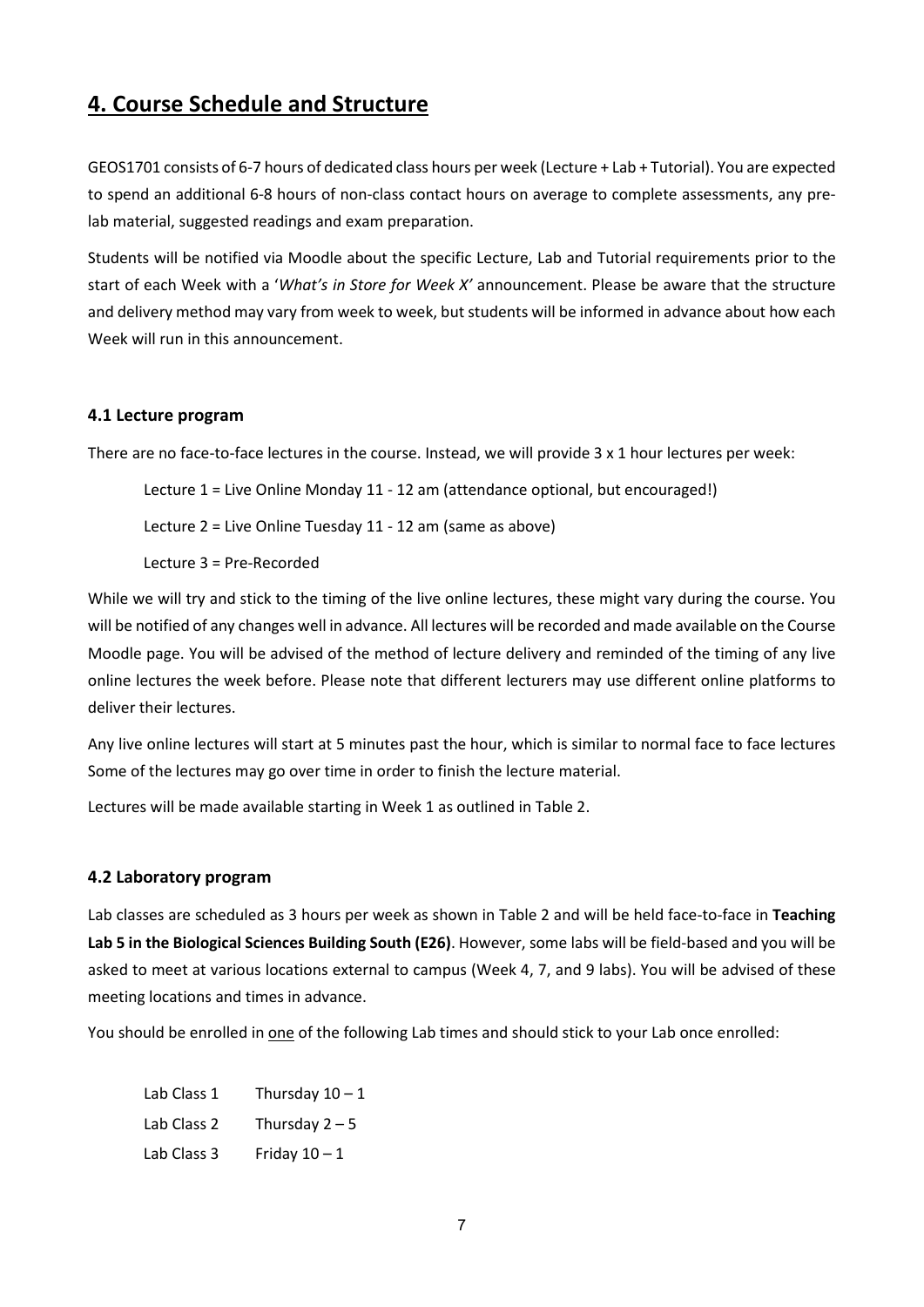## 4. Course Schedule and Structure

GEOS1701 consists of 6-7 hours of dedicated class hours per week (Lecture + Lab + Tutorial). You are expected to spend an additional 6-8 hours of non-class contact hours on average to complete assessments, any pre-lab material, suggested readings and exam preparation.

Students will be notified via Moodle about the specific Lecture, Lab and Tutorial requirements prior to the start of each Week with a '*What's in Store for Week X*' announcement. Please be aware that the structure and delivery method may vary from week to week, but students will be informed in advance about how each Week will run in this announcement.

### 4.1 Lecture program

There are no face-to-face lectures in the course. Instead, we will provide 3 x 1 hour lectures per week:

Lecture 1 = Live Online Monday 11 - 12 am (attendance optional, but encouraged!)

Lecture 2 = Live Online Tuesday 11 - 12 am (same as above)

Lecture 3 = Pre-Recorded

While we will try and stick to the timing of the live online lectures, these might vary during the course. You will be notified of any changes well in advance. All lectures will be recorded and made available on the Course Moodle page. You will be advised of the method of lecture delivery and reminded of the timing of any live online lectures the week before. Please note that different lecturers may use different online platforms to deliver their lectures.

Any live online lectures will start at 5 minutes past the hour, which is similar to normal face to face lectures Some of the lectures may go over time in order to finish the lecture material.

Lectures will be made available starting in Week 1 as outlined in Table 2.

### 4.2 Laboratory program

Lab classes are scheduled as 3 hours per week as shown in Table 2 and will be held face-to-face in **Teaching Lab 5 in the Biological Sciences Building South (E26)**. However, some labs will be field-based and you will be asked to meet at various locations external to campus (Week 4, 7, and 9 labs). You will be advised of these meeting locations and times in advance.

You should be enrolled in one of the following Lab times and should stick to your Lab once enrolled:

| | |
|---|---|
| Lab Class 1 | Thursday 10 – 1 |
| Lab Class 2 | Thursday 2 – 5 |
| Lab Class 3 | Friday 10 – 1 |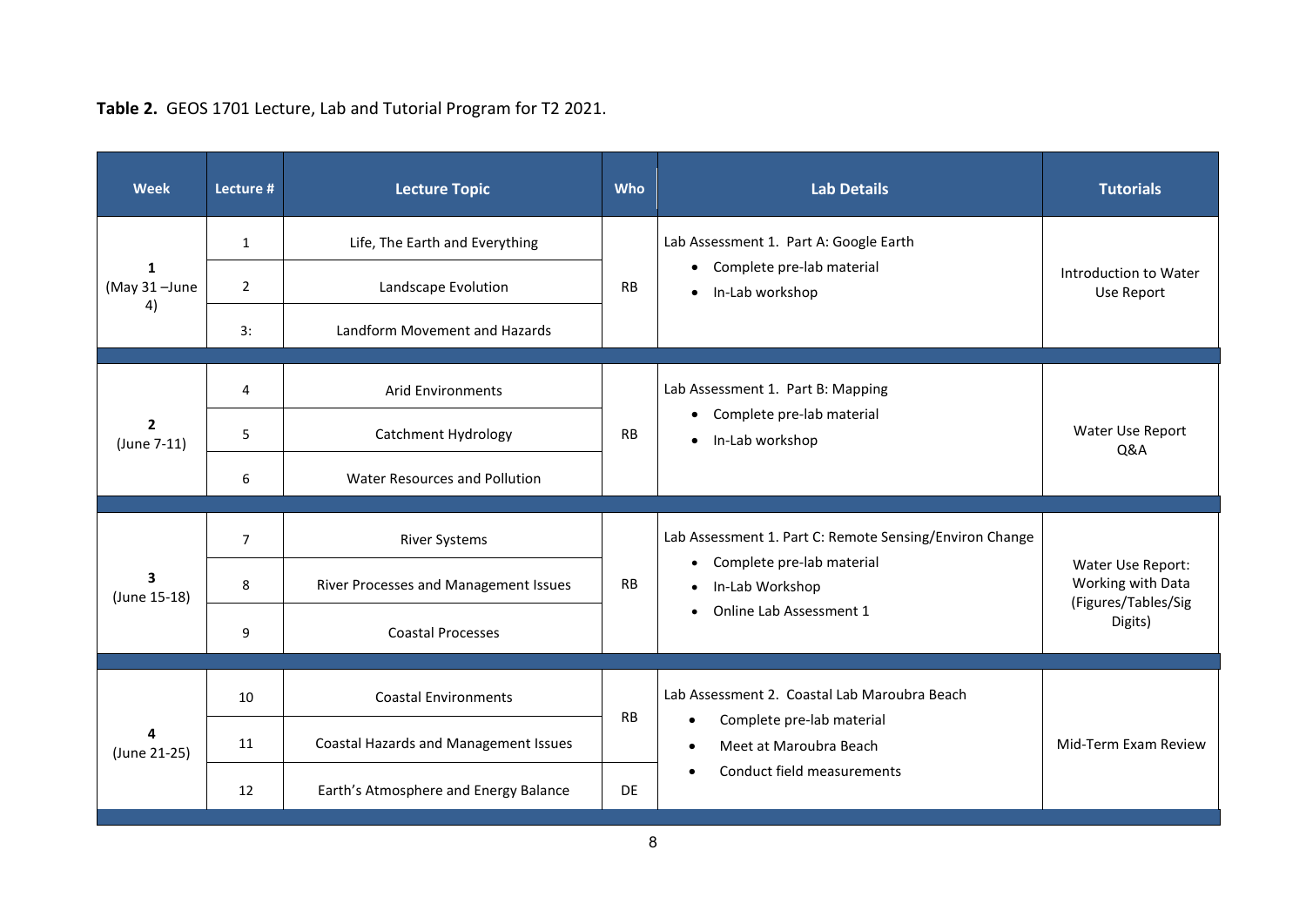**Table 2.** GEOS 1701 Lecture, Lab and Tutorial Program for T2 2021.

| Week | Lecture # | Lecture Topic | Who | Lab Details | Tutorials |
|---|---|---|---|---|---|
| **1** (May 31 –June 4) | 1 | Life, The Earth and Everything | RB | Lab Assessment 1. Part A: Google Earth<br>• Complete pre-lab material<br>• In-Lab workshop | Introduction to Water Use Report |
| | 2 | Landscape Evolution | | | |
| | 3: | Landform Movement and Hazards | | | |
| **2** (June 7-11) | 4 | Arid Environments | RB | Lab Assessment 1. Part B: Mapping<br>• Complete pre-lab material<br>• In-Lab workshop | Water Use Report Q&A |
| | 5 | Catchment Hydrology | | | |
| | 6 | Water Resources and Pollution | | | |
| **3** (June 15-18) | 7 | River Systems | RB | Lab Assessment 1. Part C: Remote Sensing/Environ Change<br>• Complete pre-lab material<br>• In-Lab Workshop<br>• Online Lab Assessment 1 | Water Use Report: Working with Data (Figures/Tables/Sig Digits) |
| | 8 | River Processes and Management Issues | | | |
| | 9 | Coastal Processes | | | |
| **4** (June 21-25) | 10 | Coastal Environments | RB | Lab Assessment 2. Coastal Lab Maroubra Beach<br>• Complete pre-lab material<br>• Meet at Maroubra Beach<br>• Conduct field measurements | Mid-Term Exam Review |
| | 11 | Coastal Hazards and Management Issues | | | |
| | 12 | Earth's Atmosphere and Energy Balance | DE | | |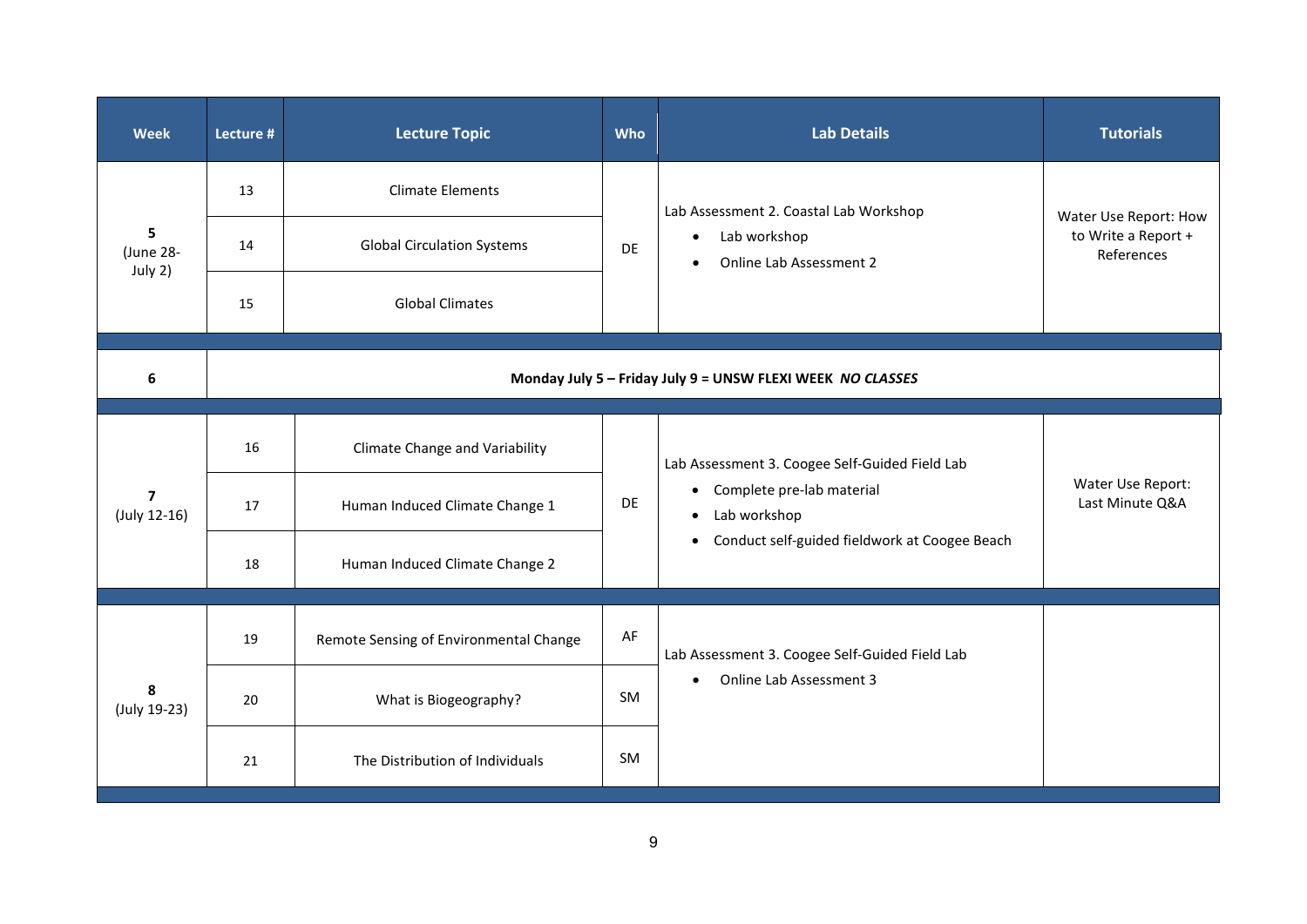| Week | Lecture # | Lecture Topic | Who | Lab Details | Tutorials |
|---|---|---|---|---|---|
| 5 (June 28-July 2) | 13 | Climate Elements | DE | Lab Assessment 2. Coastal Lab Workshop<br>• Lab workshop<br>• Online Lab Assessment 2 | Water Use Report: How to Write a Report + References |
| | 14 | Global Circulation Systems | | | |
| | 15 | Global Climates | | | |
| 6 | **Monday July 5 – Friday July 9 = UNSW FLEXI WEEK *NO CLASSES*** | | | | |
| 7 (July 12-16) | 16 | Climate Change and Variability | DE | Lab Assessment 3. Coogee Self-Guided Field Lab<br>• Complete pre-lab material<br>• Lab workshop<br>• Conduct self-guided fieldwork at Coogee Beach | Water Use Report: Last Minute Q&A |
| | 17 | Human Induced Climate Change 1 | | | |
| | 18 | Human Induced Climate Change 2 | | | |
| 8 (July 19-23) | 19 | Remote Sensing of Environmental Change | AF | Lab Assessment 3. Coogee Self-Guided Field Lab<br>• Online Lab Assessment 3 | |
| | 20 | What is Biogeography? | SM | | |
| | 21 | The Distribution of Individuals | SM | | |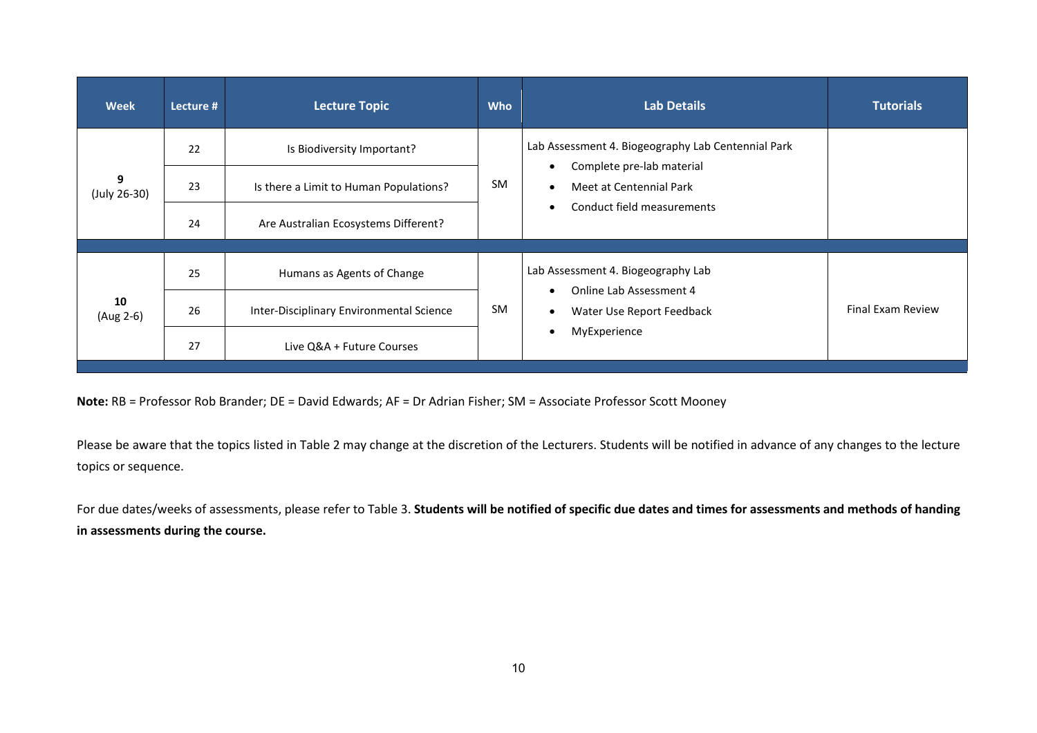| Week | Lecture # | Lecture Topic | Who | Lab Details | Tutorials |
| --- | --- | --- | --- | --- | --- |
| 9 (July 26-30) | 22 | Is Biodiversity Important? | SM | Lab Assessment 4. Biogeography Lab Centennial Park<br>• Complete pre-lab material<br>• Meet at Centennial Park<br>• Conduct field measurements | |
| | 23 | Is there a Limit to Human Populations? | | | |
| | 24 | Are Australian Ecosystems Different? | | | |
| 10 (Aug 2-6) | 25 | Humans as Agents of Change | SM | Lab Assessment 4. Biogeography Lab<br>• Online Lab Assessment 4<br>• Water Use Report Feedback<br>• MyExperience | Final Exam Review |
| | 26 | Inter-Disciplinary Environmental Science | | | |
| | 27 | Live Q&A + Future Courses | | | |

**Note:** RB = Professor Rob Brander; DE = David Edwards; AF = Dr Adrian Fisher; SM = Associate Professor Scott Mooney

Please be aware that the topics listed in Table 2 may change at the discretion of the Lecturers. Students will be notified in advance of any changes to the lecture topics or sequence.

For due dates/weeks of assessments, please refer to Table 3. **Students will be notified of specific due dates and times for assessments and methods of handing in assessments during the course.**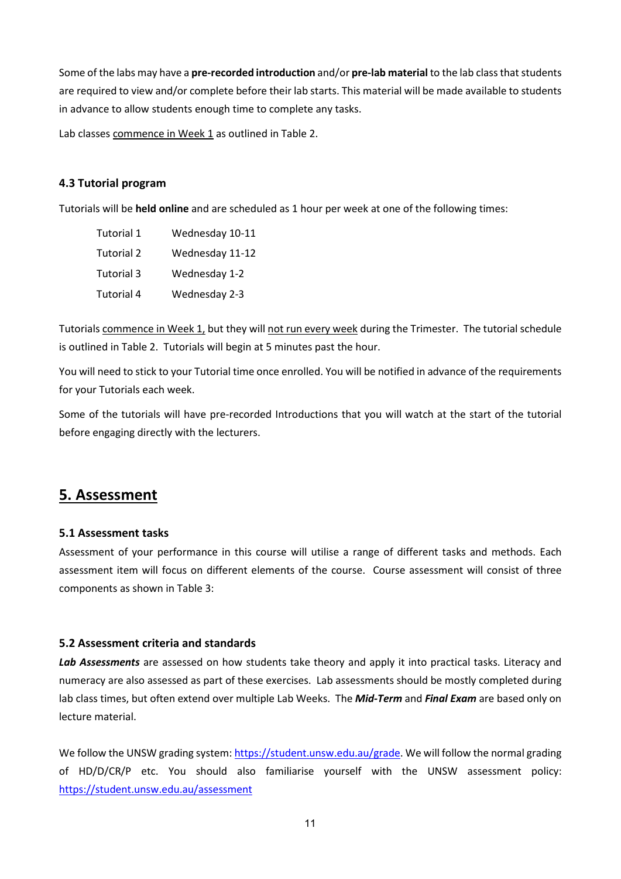Some of the labs may have a **pre-recorded introduction** and/or **pre-lab material** to the lab class that students are required to view and/or complete before their lab starts. This material will be made available to students in advance to allow students enough time to complete any tasks.

Lab classes commence in Week 1 as outlined in Table 2.

### 4.3 Tutorial program

Tutorials will be **held online** and are scheduled as 1 hour per week at one of the following times:

| | |
|---|---|
| Tutorial 1 | Wednesday 10-11 |
| Tutorial 2 | Wednesday 11-12 |
| Tutorial 3 | Wednesday 1-2 |
| Tutorial 4 | Wednesday 2-3 |

Tutorials commence in Week 1, but they will not run every week during the Trimester. The tutorial schedule is outlined in Table 2. Tutorials will begin at 5 minutes past the hour.

You will need to stick to your Tutorial time once enrolled. You will be notified in advance of the requirements for your Tutorials each week.

Some of the tutorials will have pre-recorded Introductions that you will watch at the start of the tutorial before engaging directly with the lecturers.

## 5. Assessment

### 5.1 Assessment tasks

Assessment of your performance in this course will utilise a range of different tasks and methods. Each assessment item will focus on different elements of the course. Course assessment will consist of three components as shown in Table 3:

### 5.2 Assessment criteria and standards

***Lab Assessments*** are assessed on how students take theory and apply it into practical tasks. Literacy and numeracy are also assessed as part of these exercises. Lab assessments should be mostly completed during lab class times, but often extend over multiple Lab Weeks. The ***Mid-Term*** and ***Final Exam*** are based only on lecture material.

We follow the UNSW grading system: https://student.unsw.edu.au/grade. We will follow the normal grading of HD/D/CR/P etc. You should also familiarise yourself with the UNSW assessment policy: https://student.unsw.edu.au/assessment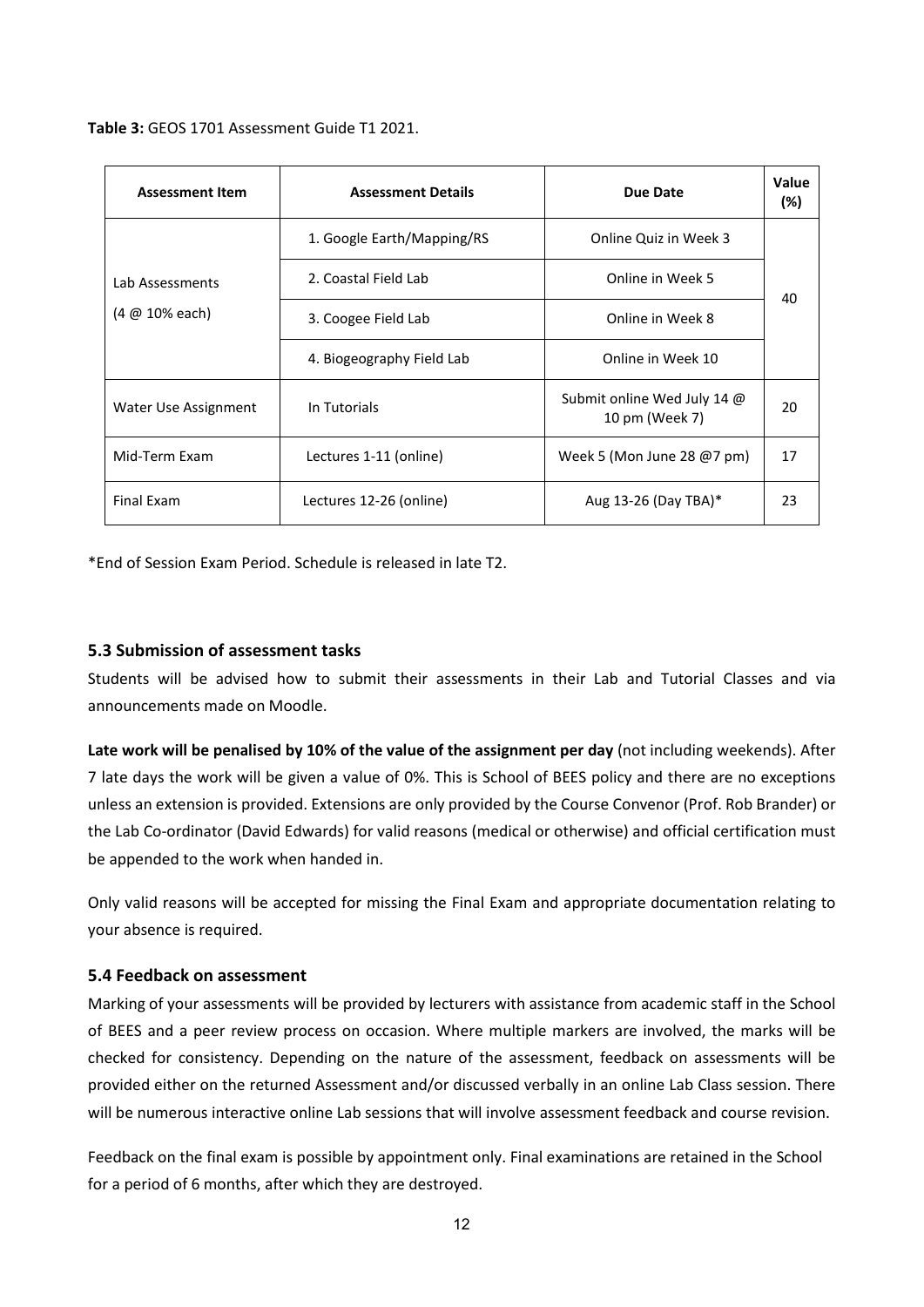**Table 3:** GEOS 1701 Assessment Guide T1 2021.

| Assessment Item | Assessment Details | Due Date | Value (%) |
|---|---|---|---|
| Lab Assessments (4 @ 10% each) | 1. Google Earth/Mapping/RS | Online Quiz in Week 3 | 40 |
| | 2. Coastal Field Lab | Online in Week 5 | |
| | 3. Coogee Field Lab | Online in Week 8 | |
| | 4. Biogeography Field Lab | Online in Week 10 | |
| Water Use Assignment | In Tutorials | Submit online Wed July 14 @ 10 pm (Week 7) | 20 |
| Mid-Term Exam | Lectures 1-11 (online) | Week 5 (Mon June 28 @7 pm) | 17 |
| Final Exam | Lectures 12-26 (online) | Aug 13-26 (Day TBA)* | 23 |

*End of Session Exam Period. Schedule is released in late T2.

### 5.3 Submission of assessment tasks

Students will be advised how to submit their assessments in their Lab and Tutorial Classes and via announcements made on Moodle.

**Late work will be penalised by 10% of the value of the assignment per day** (not including weekends). After 7 late days the work will be given a value of 0%. This is School of BEES policy and there are no exceptions unless an extension is provided. Extensions are only provided by the Course Convenor (Prof. Rob Brander) or the Lab Co-ordinator (David Edwards) for valid reasons (medical or otherwise) and official certification must be appended to the work when handed in.

Only valid reasons will be accepted for missing the Final Exam and appropriate documentation relating to your absence is required.

### 5.4 Feedback on assessment

Marking of your assessments will be provided by lecturers with assistance from academic staff in the School of BEES and a peer review process on occasion. Where multiple markers are involved, the marks will be checked for consistency. Depending on the nature of the assessment, feedback on assessments will be provided either on the returned Assessment and/or discussed verbally in an online Lab Class session. There will be numerous interactive online Lab sessions that will involve assessment feedback and course revision.

Feedback on the final exam is possible by appointment only. Final examinations are retained in the School for a period of 6 months, after which they are destroyed.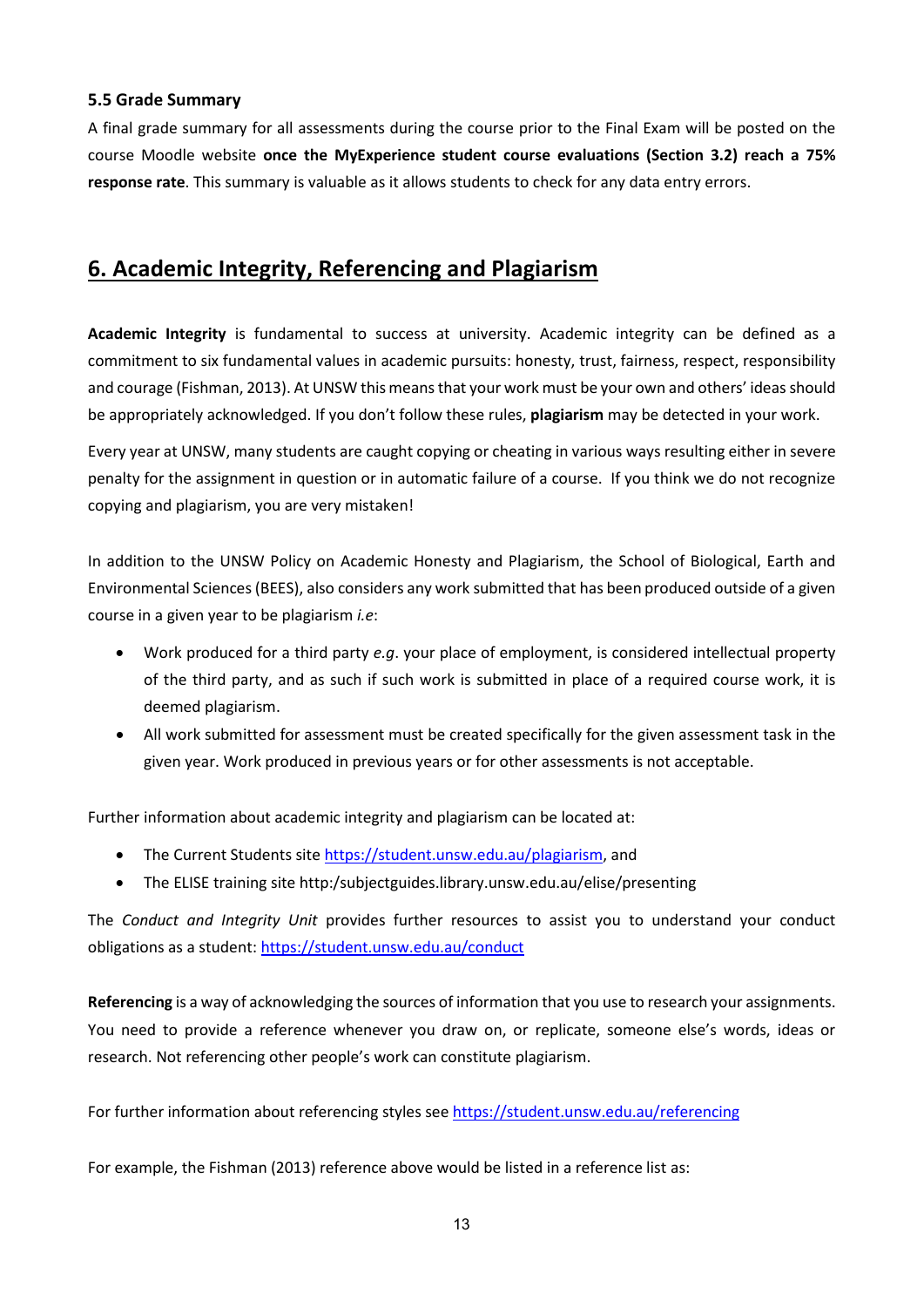### 5.5 Grade Summary

A final grade summary for all assessments during the course prior to the Final Exam will be posted on the course Moodle website **once the MyExperience student course evaluations (Section 3.2) reach a 75% response rate**. This summary is valuable as it allows students to check for any data entry errors.

## 6. Academic Integrity, Referencing and Plagiarism

**Academic Integrity** is fundamental to success at university. Academic integrity can be defined as a commitment to six fundamental values in academic pursuits: honesty, trust, fairness, respect, responsibility and courage (Fishman, 2013). At UNSW this means that your work must be your own and others' ideas should be appropriately acknowledged. If you don't follow these rules, **plagiarism** may be detected in your work.

Every year at UNSW, many students are caught copying or cheating in various ways resulting either in severe penalty for the assignment in question or in automatic failure of a course. If you think we do not recognize copying and plagiarism, you are very mistaken!

In addition to the UNSW Policy on Academic Honesty and Plagiarism, the School of Biological, Earth and Environmental Sciences (BEES), also considers any work submitted that has been produced outside of a given course in a given year to be plagiarism *i.e*:

- Work produced for a third party *e.g*. your place of employment, is considered intellectual property of the third party, and as such if such work is submitted in place of a required course work, it is deemed plagiarism.
- All work submitted for assessment must be created specifically for the given assessment task in the given year. Work produced in previous years or for other assessments is not acceptable.

Further information about academic integrity and plagiarism can be located at:

- The Current Students site https://student.unsw.edu.au/plagiarism, and
- The ELISE training site http:/subjectguides.library.unsw.edu.au/elise/presenting

The *Conduct and Integrity Unit* provides further resources to assist you to understand your conduct obligations as a student: https://student.unsw.edu.au/conduct

**Referencing** is a way of acknowledging the sources of information that you use to research your assignments. You need to provide a reference whenever you draw on, or replicate, someone else's words, ideas or research. Not referencing other people's work can constitute plagiarism.

For further information about referencing styles see https://student.unsw.edu.au/referencing

For example, the Fishman (2013) reference above would be listed in a reference list as: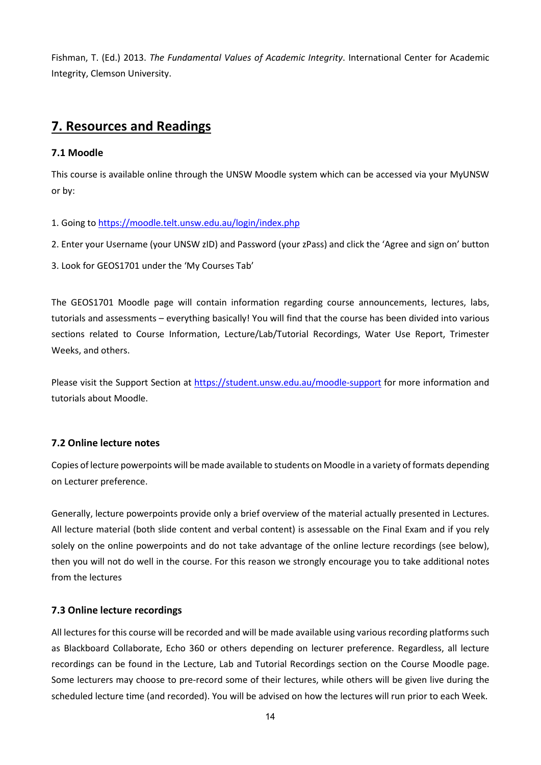Fishman, T. (Ed.) 2013. *The Fundamental Values of Academic Integrity*. International Center for Academic Integrity, Clemson University.

## 7. Resources and Readings

### 7.1 Moodle

This course is available online through the UNSW Moodle system which can be accessed via your MyUNSW or by:

1. Going to https://moodle.telt.unsw.edu.au/login/index.php
2. Enter your Username (your UNSW zID) and Password (your zPass) and click the 'Agree and sign on' button
3. Look for GEOS1701 under the 'My Courses Tab'

The GEOS1701 Moodle page will contain information regarding course announcements, lectures, labs, tutorials and assessments – everything basically! You will find that the course has been divided into various sections related to Course Information, Lecture/Lab/Tutorial Recordings, Water Use Report, Trimester Weeks, and others.

Please visit the Support Section at https://student.unsw.edu.au/moodle-support for more information and tutorials about Moodle.

### 7.2 Online lecture notes

Copies of lecture powerpoints will be made available to students on Moodle in a variety of formats depending on Lecturer preference.

Generally, lecture powerpoints provide only a brief overview of the material actually presented in Lectures. All lecture material (both slide content and verbal content) is assessable on the Final Exam and if you rely solely on the online powerpoints and do not take advantage of the online lecture recordings (see below), then you will not do well in the course. For this reason we strongly encourage you to take additional notes from the lectures

### 7.3 Online lecture recordings

All lectures for this course will be recorded and will be made available using various recording platforms such as Blackboard Collaborate, Echo 360 or others depending on lecturer preference. Regardless, all lecture recordings can be found in the Lecture, Lab and Tutorial Recordings section on the Course Moodle page. Some lecturers may choose to pre-record some of their lectures, while others will be given live during the scheduled lecture time (and recorded). You will be advised on how the lectures will run prior to each Week.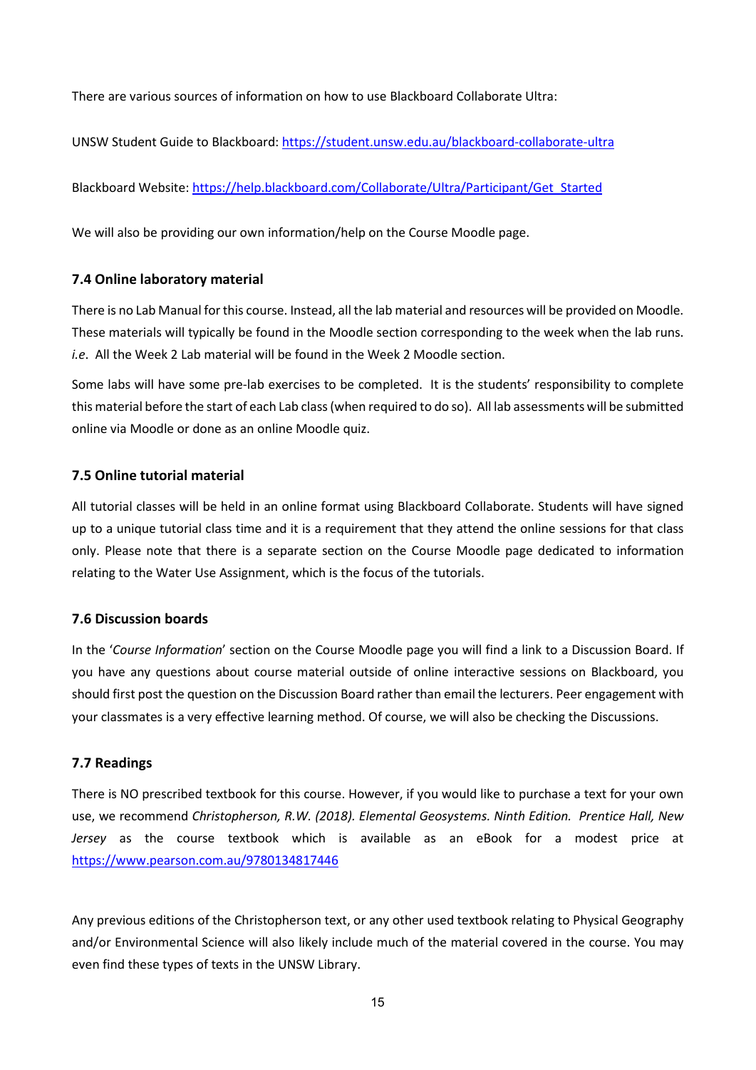There are various sources of information on how to use Blackboard Collaborate Ultra:

UNSW Student Guide to Blackboard: https://student.unsw.edu.au/blackboard-collaborate-ultra

Blackboard Website: https://help.blackboard.com/Collaborate/Ultra/Participant/Get_Started

We will also be providing our own information/help on the Course Moodle page.

### 7.4 Online laboratory material

There is no Lab Manual for this course. Instead, all the lab material and resources will be provided on Moodle. These materials will typically be found in the Moodle section corresponding to the week when the lab runs. *i.e*. All the Week 2 Lab material will be found in the Week 2 Moodle section.

Some labs will have some pre-lab exercises to be completed. It is the students' responsibility to complete this material before the start of each Lab class (when required to do so). All lab assessments will be submitted online via Moodle or done as an online Moodle quiz.

### 7.5 Online tutorial material

All tutorial classes will be held in an online format using Blackboard Collaborate. Students will have signed up to a unique tutorial class time and it is a requirement that they attend the online sessions for that class only. Please note that there is a separate section on the Course Moodle page dedicated to information relating to the Water Use Assignment, which is the focus of the tutorials.

### 7.6 Discussion boards

In the '*Course Information*' section on the Course Moodle page you will find a link to a Discussion Board. If you have any questions about course material outside of online interactive sessions on Blackboard, you should first post the question on the Discussion Board rather than email the lecturers. Peer engagement with your classmates is a very effective learning method. Of course, we will also be checking the Discussions.

### 7.7 Readings

There is NO prescribed textbook for this course. However, if you would like to purchase a text for your own use, we recommend *Christopherson, R.W. (2018). Elemental Geosystems. Ninth Edition. Prentice Hall, New Jersey* as the course textbook which is available as an eBook for a modest price at https://www.pearson.com.au/9780134817446

Any previous editions of the Christopherson text, or any other used textbook relating to Physical Geography and/or Environmental Science will also likely include much of the material covered in the course. You may even find these types of texts in the UNSW Library.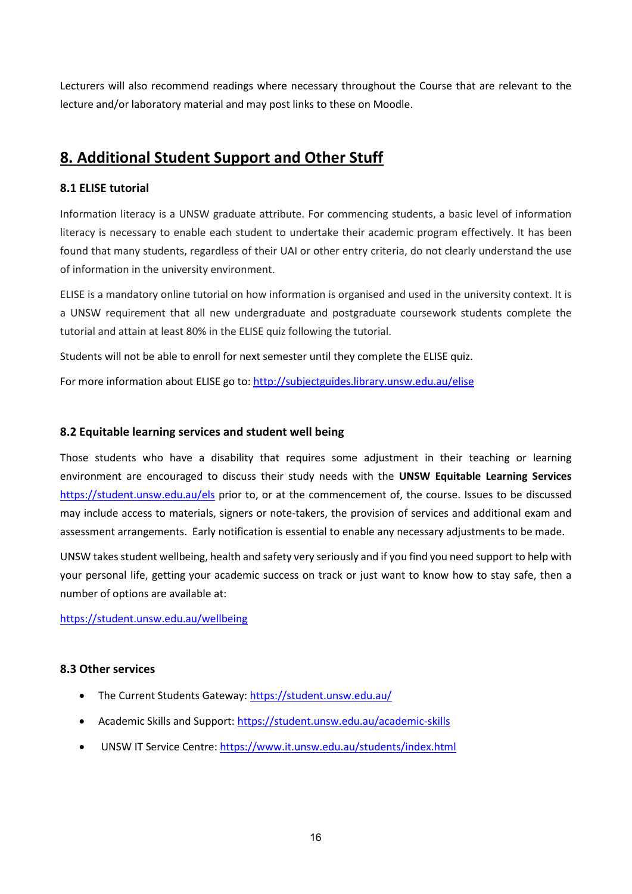Lecturers will also recommend readings where necessary throughout the Course that are relevant to the lecture and/or laboratory material and may post links to these on Moodle.

## 8. Additional Student Support and Other Stuff

### 8.1 ELISE tutorial

Information literacy is a UNSW graduate attribute. For commencing students, a basic level of information literacy is necessary to enable each student to undertake their academic program effectively. It has been found that many students, regardless of their UAI or other entry criteria, do not clearly understand the use of information in the university environment.

ELISE is a mandatory online tutorial on how information is organised and used in the university context. It is a UNSW requirement that all new undergraduate and postgraduate coursework students complete the tutorial and attain at least 80% in the ELISE quiz following the tutorial.

Students will not be able to enroll for next semester until they complete the ELISE quiz.

For more information about ELISE go to: http://subjectguides.library.unsw.edu.au/elise

### 8.2 Equitable learning services and student well being

Those students who have a disability that requires some adjustment in their teaching or learning environment are encouraged to discuss their study needs with the **UNSW Equitable Learning Services** https://student.unsw.edu.au/els prior to, or at the commencement of, the course. Issues to be discussed may include access to materials, signers or note-takers, the provision of services and additional exam and assessment arrangements. Early notification is essential to enable any necessary adjustments to be made.

UNSW takes student wellbeing, health and safety very seriously and if you find you need support to help with your personal life, getting your academic success on track or just want to know how to stay safe, then a number of options are available at:

https://student.unsw.edu.au/wellbeing

### 8.3 Other services

- The Current Students Gateway: https://student.unsw.edu.au/
- Academic Skills and Support: https://student.unsw.edu.au/academic-skills
- UNSW IT Service Centre: https://www.it.unsw.edu.au/students/index.html